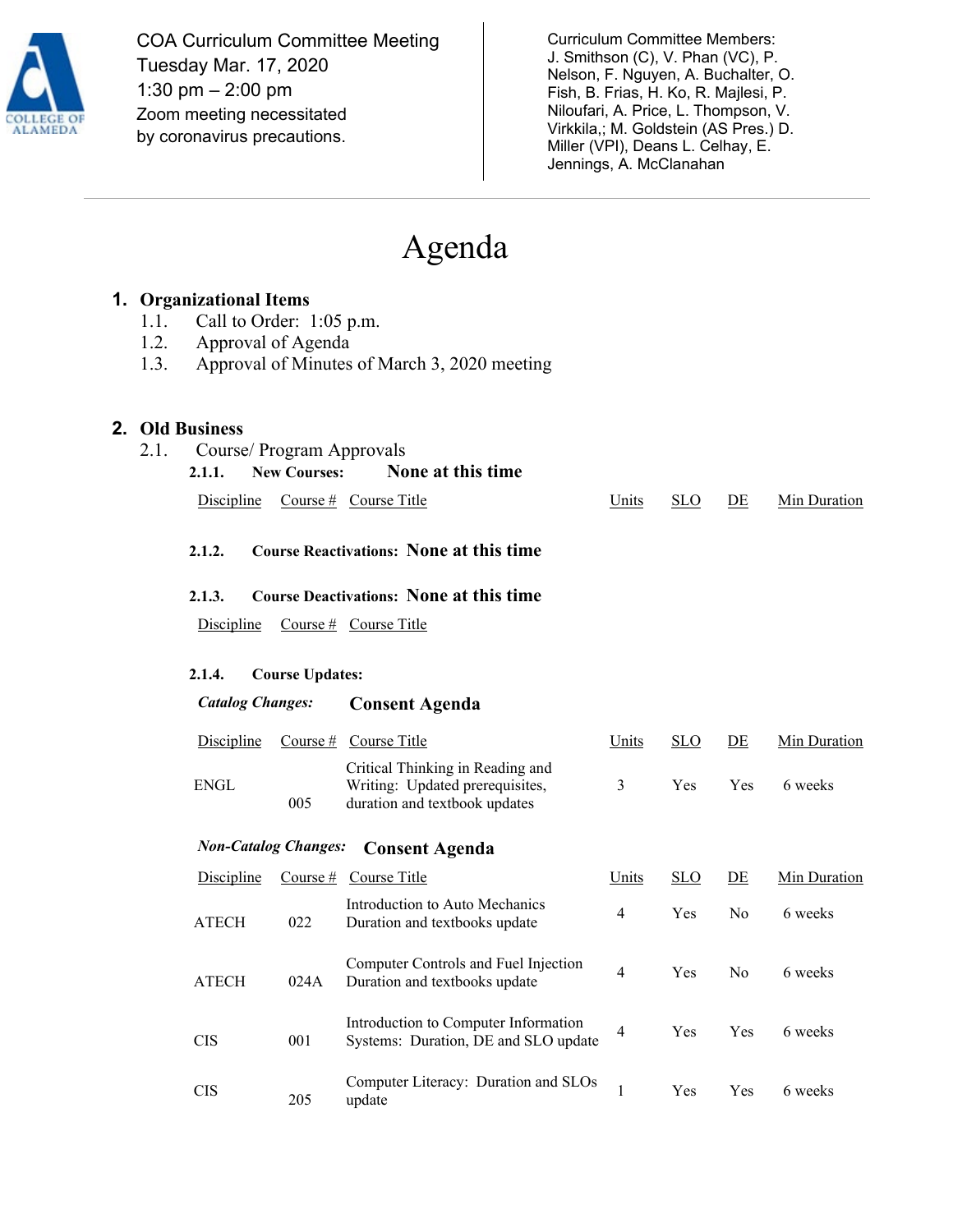COA Curriculum Committee Meeting
Tuesday Mar. 17, 2020
1:30 pm – 2:00 pm
Zoom meeting necessitated by coronavirus precautions.

Curriculum Committee Members:
J. Smithson (C), V. Phan (VC), P. Nelson, F. Nguyen, A. Buchalter, O. Fish, B. Frias, H. Ko, R. Majlesi, P. Niloufari, A. Price, L. Thompson, V. Virkkila,; M. Goldstein (AS Pres.) D. Miller (VPI), Deans L. Celhay, E. Jennings, A. McClanahan

# Agenda

## 1. Organizational Items

1.1. Call to Order: 1:05 p.m.
1.2. Approval of Agenda
1.3. Approval of Minutes of March 3, 2020 meeting

## 2. Old Business

2.1. Course/ Program Approvals

**2.1.1. New Courses:** **None at this time**

| Discipline | Course # | Course Title | Units | SLO | DE | Min Duration |
|---|---|---|---|---|---|---|

**2.1.2. Course Reactivations:** **None at this time**

**2.1.3. Course Deactivations:** **None at this time**

| Discipline | Course # | Course Title |
|---|---|---|

**2.1.4. Course Updates:**

***Catalog Changes:*** **Consent Agenda**

| Discipline | Course # | Course Title | Units | SLO | DE | Min Duration |
|---|---|---|---|---|---|---|
| ENGL | 005 | Critical Thinking in Reading and Writing: Updated prerequisites, duration and textbook updates | 3 | Yes | Yes | 6 weeks |

***Non-Catalog Changes:*** **Consent Agenda**

| Discipline | Course # | Course Title | Units | SLO | DE | Min Duration |
|---|---|---|---|---|---|---|
| ATECH | 022 | Introduction to Auto Mechanics Duration and textbooks update | 4 | Yes | No | 6 weeks |
| ATECH | 024A | Computer Controls and Fuel Injection Duration and textbooks update | 4 | Yes | No | 6 weeks |
| CIS | 001 | Introduction to Computer Information Systems: Duration, DE and SLO update | 4 | Yes | Yes | 6 weeks |
| CIS | 205 | Computer Literacy: Duration and SLOs update | 1 | Yes | Yes | 6 weeks |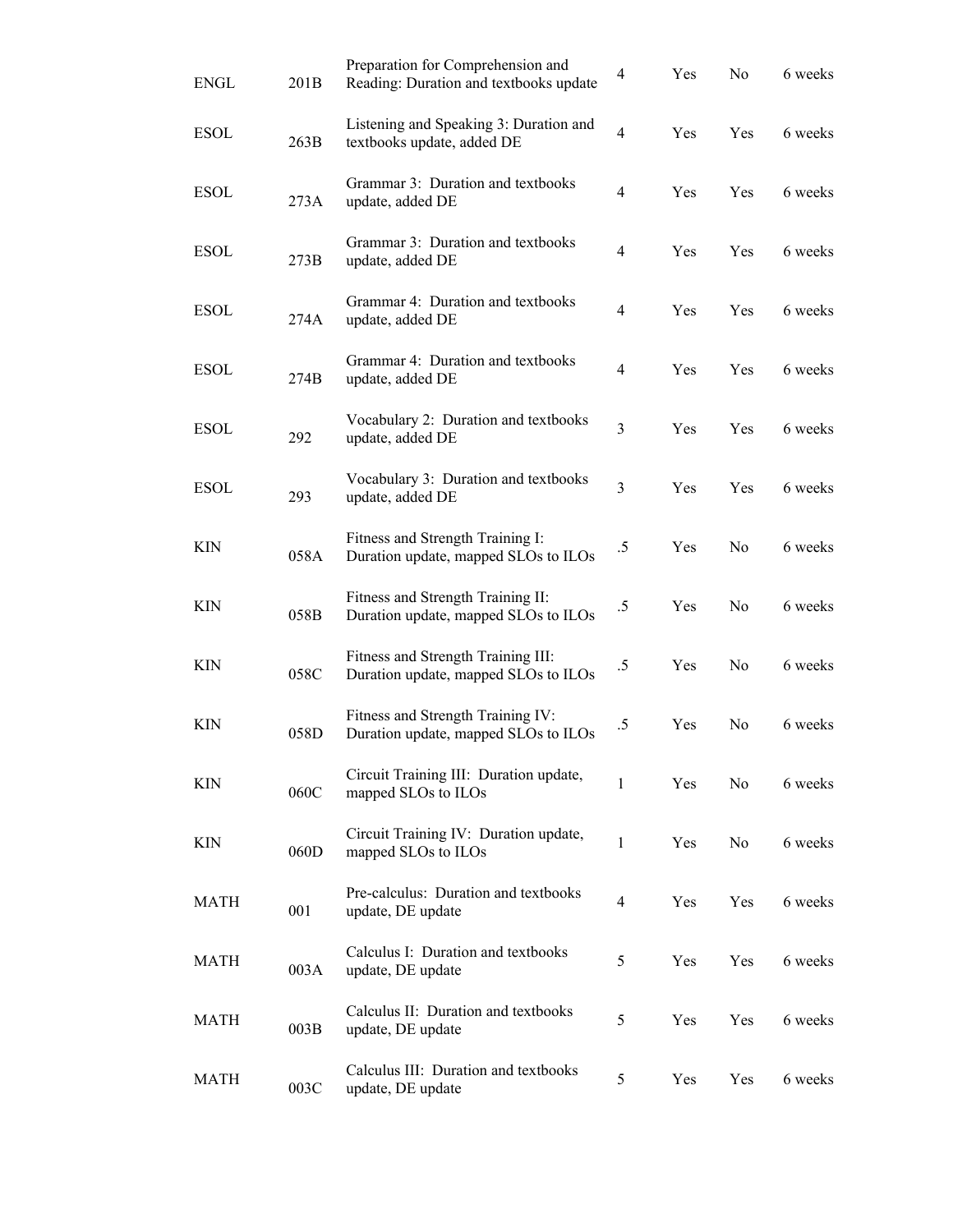| | | | | | | |
|---|---|---|---|---|---|---|
| ENGL | 201B | Preparation for Comprehension and Reading: Duration and textbooks update | 4 | Yes | No | 6 weeks |
| ESOL | 263B | Listening and Speaking 3: Duration and textbooks update, added DE | 4 | Yes | Yes | 6 weeks |
| ESOL | 273A | Grammar 3: Duration and textbooks update, added DE | 4 | Yes | Yes | 6 weeks |
| ESOL | 273B | Grammar 3: Duration and textbooks update, added DE | 4 | Yes | Yes | 6 weeks |
| ESOL | 274A | Grammar 4: Duration and textbooks update, added DE | 4 | Yes | Yes | 6 weeks |
| ESOL | 274B | Grammar 4: Duration and textbooks update, added DE | 4 | Yes | Yes | 6 weeks |
| ESOL | 292 | Vocabulary 2: Duration and textbooks update, added DE | 3 | Yes | Yes | 6 weeks |
| ESOL | 293 | Vocabulary 3: Duration and textbooks update, added DE | 3 | Yes | Yes | 6 weeks |
| KIN | 058A | Fitness and Strength Training I: Duration update, mapped SLOs to ILOs | .5 | Yes | No | 6 weeks |
| KIN | 058B | Fitness and Strength Training II: Duration update, mapped SLOs to ILOs | .5 | Yes | No | 6 weeks |
| KIN | 058C | Fitness and Strength Training III: Duration update, mapped SLOs to ILOs | .5 | Yes | No | 6 weeks |
| KIN | 058D | Fitness and Strength Training IV: Duration update, mapped SLOs to ILOs | .5 | Yes | No | 6 weeks |
| KIN | 060C | Circuit Training III: Duration update, mapped SLOs to ILOs | 1 | Yes | No | 6 weeks |
| KIN | 060D | Circuit Training IV: Duration update, mapped SLOs to ILOs | 1 | Yes | No | 6 weeks |
| MATH | 001 | Pre-calculus: Duration and textbooks update, DE update | 4 | Yes | Yes | 6 weeks |
| MATH | 003A | Calculus I: Duration and textbooks update, DE update | 5 | Yes | Yes | 6 weeks |
| MATH | 003B | Calculus II: Duration and textbooks update, DE update | 5 | Yes | Yes | 6 weeks |
| MATH | 003C | Calculus III: Duration and textbooks update, DE update | 5 | Yes | Yes | 6 weeks |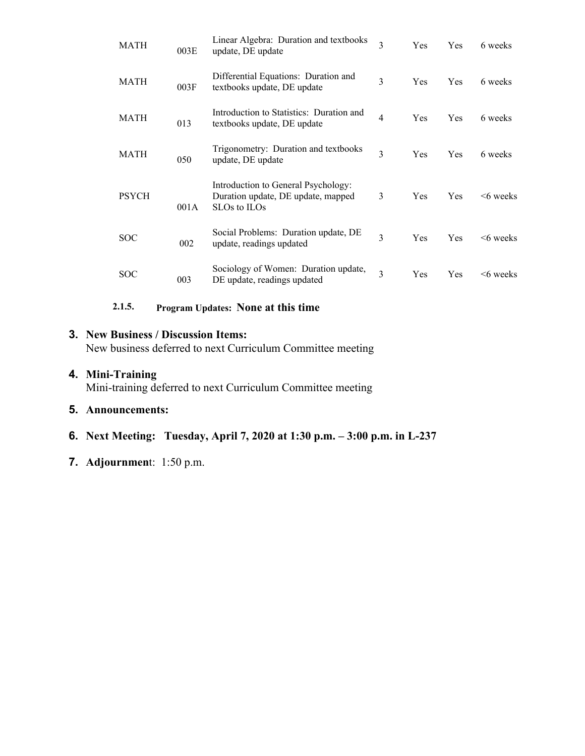| | | | | | | |
|---|---|---|---|---|---|---|
| MATH | 003E | Linear Algebra: Duration and textbooks update, DE update | 3 | Yes | Yes | 6 weeks |
| MATH | 003F | Differential Equations: Duration and textbooks update, DE update | 3 | Yes | Yes | 6 weeks |
| MATH | 013 | Introduction to Statistics: Duration and textbooks update, DE update | 4 | Yes | Yes | 6 weeks |
| MATH | 050 | Trigonometry: Duration and textbooks update, DE update | 3 | Yes | Yes | 6 weeks |
| PSYCH | 001A | Introduction to General Psychology: Duration update, DE update, mapped SLOs to ILOs | 3 | Yes | Yes | <6 weeks |
| SOC | 002 | Social Problems: Duration update, DE update, readings updated | 3 | Yes | Yes | <6 weeks |
| SOC | 003 | Sociology of Women: Duration update, DE update, readings updated | 3 | Yes | Yes | <6 weeks |

**2.1.5. Program Updates: None at this time**

**3. New Business / Discussion Items:**
New business deferred to next Curriculum Committee meeting

**4. Mini-Training**
Mini-training deferred to next Curriculum Committee meeting

**5. Announcements:**

**6. Next Meeting: Tuesday, April 7, 2020 at 1:30 p.m. – 3:00 p.m. in L-237**

**7. Adjournment**: 1:50 p.m.